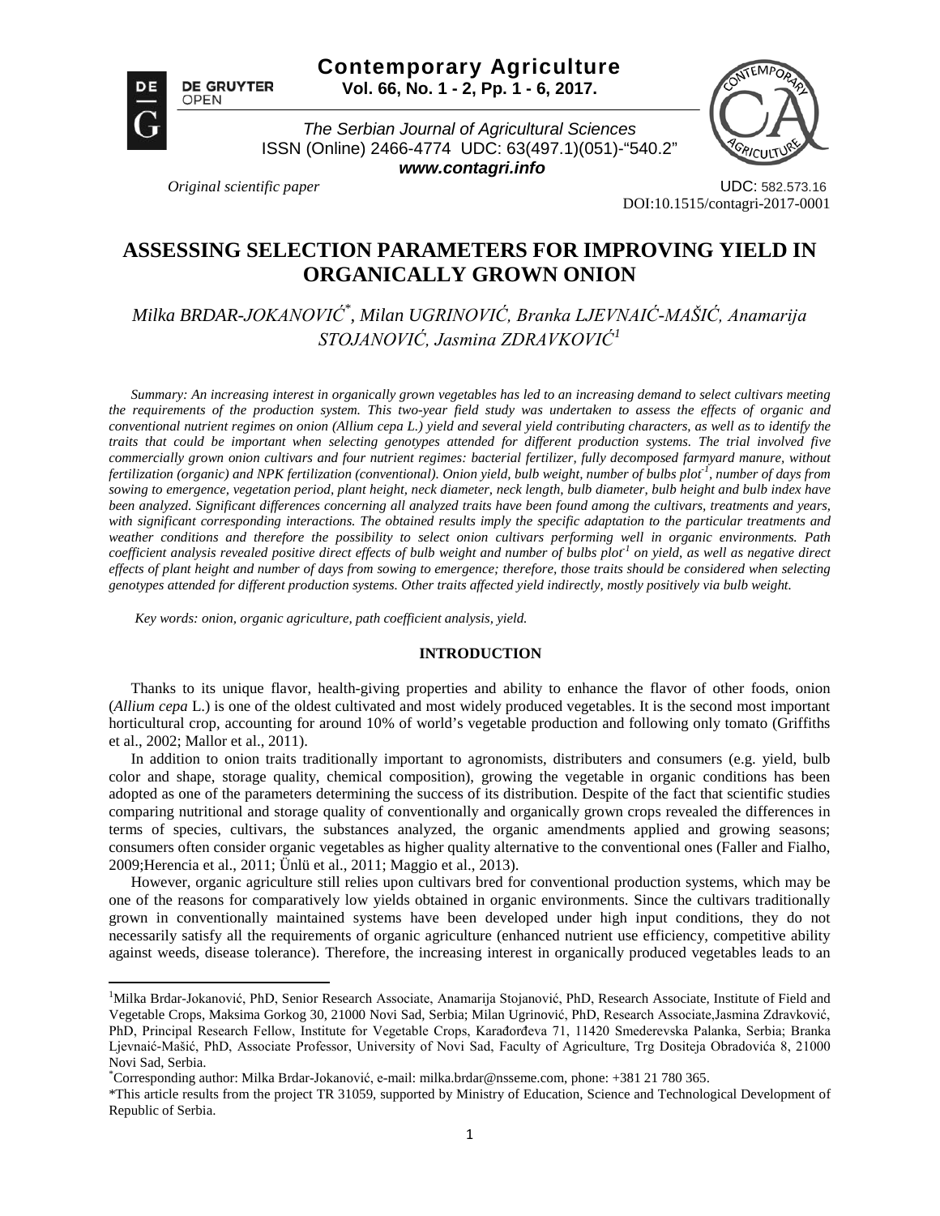*Original scientific paper*

UDC: 582.573.16
DOI:10.1515/contagri-2017-0001

# ASSESSING SELECTION PARAMETERS FOR IMPROVING YIELD IN ORGANICALLY GROWN ONION

*Milka BRDAR-JOKANOVIĆ[*], Milan UGRINOVIĆ, Branka LJEVNAIĆ-MAŠIĆ, Anamarija STOJANOVIĆ, Jasmina ZDRAVKOVIĆ[1]*

*Summary: An increasing interest in organically grown vegetables has led to an increasing demand to select cultivars meeting the requirements of the production system. This two-year field study was undertaken to assess the effects of organic and conventional nutrient regimes on onion (Allium cepa L.) yield and several yield contributing characters, as well as to identify the traits that could be important when selecting genotypes attended for different production systems. The trial involved five commercially grown onion cultivars and four nutrient regimes: bacterial fertilizer, fully decomposed farmyard manure, without fertilization (organic) and NPK fertilization (conventional). Onion yield, bulb weight, number of bulbs plot$^{-1}$, number of days from sowing to emergence, vegetation period, plant height, neck diameter, neck length, bulb diameter, bulb height and bulb index have been analyzed. Significant differences concerning all analyzed traits have been found among the cultivars, treatments and years, with significant corresponding interactions. The obtained results imply the specific adaptation to the particular treatments and weather conditions and therefore the possibility to select onion cultivars performing well in organic environments. Path coefficient analysis revealed positive direct effects of bulb weight and number of bulbs plot$^{-1}$ on yield, as well as negative direct effects of plant height and number of days from sowing to emergence; therefore, those traits should be considered when selecting genotypes attended for different production systems. Other traits affected yield indirectly, mostly positively via bulb weight.*

*Key words: onion, organic agriculture, path coefficient analysis, yield.*

## INTRODUCTION

Thanks to its unique flavor, health-giving properties and ability to enhance the flavor of other foods, onion (*Allium cepa* L.) is one of the oldest cultivated and most widely produced vegetables. It is the second most important horticultural crop, accounting for around 10% of world's vegetable production and following only tomato (Griffiths et al., 2002; Mallor et al., 2011).

In addition to onion traits traditionally important to agronomists, distributers and consumers (e.g. yield, bulb color and shape, storage quality, chemical composition), growing the vegetable in organic conditions has been adopted as one of the parameters determining the success of its distribution. Despite of the fact that scientific studies comparing nutritional and storage quality of conventionally and organically grown crops revealed the differences in terms of species, cultivars, the substances analyzed, the organic amendments applied and growing seasons; consumers often consider organic vegetables as higher quality alternative to the conventional ones (Faller and Fialho, 2009;Herencia et al., 2011; Ünlü et al., 2011; Maggio et al., 2013).

However, organic agriculture still relies upon cultivars bred for conventional production systems, which may be one of the reasons for comparatively low yields obtained in organic environments. Since the cultivars traditionally grown in conventionally maintained systems have been developed under high input conditions, they do not necessarily satisfy all the requirements of organic agriculture (enhanced nutrient use efficiency, competitive ability against weeds, disease tolerance). Therefore, the increasing interest in organically produced vegetables leads to an

---

[1]Milka Brdar-Jokanović, PhD, Senior Research Associate, Anamarija Stojanović, PhD, Research Associate, Institute of Field and Vegetable Crops, Maksima Gorkog 30, 21000 Novi Sad, Serbia; Milan Ugrinović, PhD, Research Associate,Jasmina Zdravković, PhD, Principal Research Fellow, Institute for Vegetable Crops, Karađorđeva 71, 11420 Smederevska Palanka, Serbia; Branka Ljevnaić-Mašić, PhD, Associate Professor, University of Novi Sad, Faculty of Agriculture, Trg Dositeja Obradovića 8, 21000 Novi Sad, Serbia.

[*]Corresponding author: Milka Brdar-Jokanović, e-mail: milka.brdar@nsseme.com, phone: +381 21 780 365.

*This article results from the project TR 31059, supported by Ministry of Education, Science and Technological Development of Republic of Serbia.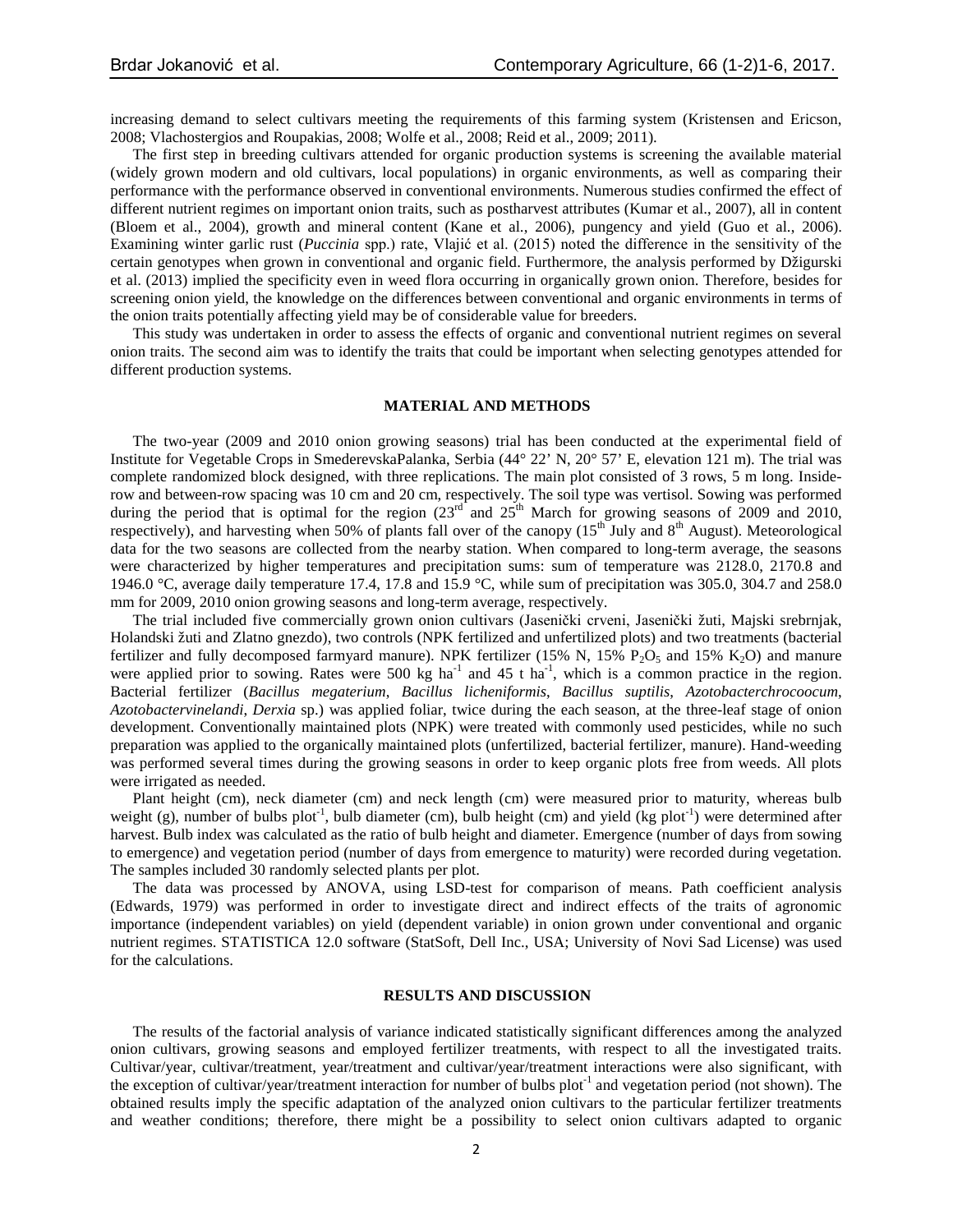increasing demand to select cultivars meeting the requirements of this farming system (Kristensen and Ericson, 2008; Vlachostergios and Roupakias, 2008; Wolfe et al., 2008; Reid et al., 2009; 2011).

The first step in breeding cultivars attended for organic production systems is screening the available material (widely grown modern and old cultivars, local populations) in organic environments, as well as comparing their performance with the performance observed in conventional environments. Numerous studies confirmed the effect of different nutrient regimes on important onion traits, such as postharvest attributes (Kumar et al., 2007), all in content (Bloem et al., 2004), growth and mineral content (Kane et al., 2006), pungency and yield (Guo et al., 2006). Examining winter garlic rust (*Puccinia* spp.) rate, Vlajić et al. (2015) noted the difference in the sensitivity of the certain genotypes when grown in conventional and organic field. Furthermore, the analysis performed by Džigurski et al. (2013) implied the specificity even in weed flora occurring in organically grown onion. Therefore, besides for screening onion yield, the knowledge on the differences between conventional and organic environments in terms of the onion traits potentially affecting yield may be of considerable value for breeders.

This study was undertaken in order to assess the effects of organic and conventional nutrient regimes on several onion traits. The second aim was to identify the traits that could be important when selecting genotypes attended for different production systems.

## MATERIAL AND METHODS

The two-year (2009 and 2010 onion growing seasons) trial has been conducted at the experimental field of Institute for Vegetable Crops in SmederevskaPalanka, Serbia (44° 22' N, 20° 57' E, elevation 121 m). The trial was complete randomized block designed, with three replications. The main plot consisted of 3 rows, 5 m long. Inside-row and between-row spacing was 10 cm and 20 cm, respectively. The soil type was vertisol. Sowing was performed during the period that is optimal for the region (23rd and 25th March for growing seasons of 2009 and 2010, respectively), and harvesting when 50% of plants fall over of the canopy (15th July and 8th August). Meteorological data for the two seasons are collected from the nearby station. When compared to long-term average, the seasons were characterized by higher temperatures and precipitation sums: sum of temperature was 2128.0, 2170.8 and 1946.0 °C, average daily temperature 17.4, 17.8 and 15.9 °C, while sum of precipitation was 305.0, 304.7 and 258.0 mm for 2009, 2010 onion growing seasons and long-term average, respectively.

The trial included five commercially grown onion cultivars (Jasenički crveni, Jasenički žuti, Majski srebrnjak, Holandski žuti and Zlatno gnezdo), two controls (NPK fertilized and unfertilized plots) and two treatments (bacterial fertilizer and fully decomposed farmyard manure). NPK fertilizer (15% N, 15% $P_2O_5$ and 15% $K_2O$) and manure were applied prior to sowing. Rates were 500 kg $ha^{-1}$ and 45 t $ha^{-1}$, which is a common practice in the region. Bacterial fertilizer (*Bacillus megaterium*, *Bacillus licheniformis*, *Bacillus suptilis*, *Azotobacterchrocoocum*, *Azotobactervinelandi*, *Derxia* sp.) was applied foliar, twice during the each season, at the three-leaf stage of onion development. Conventionally maintained plots (NPK) were treated with commonly used pesticides, while no such preparation was applied to the organically maintained plots (unfertilized, bacterial fertilizer, manure). Hand-weeding was performed several times during the growing seasons in order to keep organic plots free from weeds. All plots were irrigated as needed.

Plant height (cm), neck diameter (cm) and neck length (cm) were measured prior to maturity, whereas bulb weight (g), number of bulbs $plot^{-1}$, bulb diameter (cm), bulb height (cm) and yield (kg $plot^{-1}$) were determined after harvest. Bulb index was calculated as the ratio of bulb height and diameter. Emergence (number of days from sowing to emergence) and vegetation period (number of days from emergence to maturity) were recorded during vegetation. The samples included 30 randomly selected plants per plot.

The data was processed by ANOVA, using LSD-test for comparison of means. Path coefficient analysis (Edwards, 1979) was performed in order to investigate direct and indirect effects of the traits of agronomic importance (independent variables) on yield (dependent variable) in onion grown under conventional and organic nutrient regimes. STATISTICA 12.0 software (StatSoft, Dell Inc., USA; University of Novi Sad License) was used for the calculations.

## RESULTS AND DISCUSSION

The results of the factorial analysis of variance indicated statistically significant differences among the analyzed onion cultivars, growing seasons and employed fertilizer treatments, with respect to all the investigated traits. Cultivar/year, cultivar/treatment, year/treatment and cultivar/year/treatment interactions were also significant, with the exception of cultivar/year/treatment interaction for number of bulbs $plot^{-1}$ and vegetation period (not shown). The obtained results imply the specific adaptation of the analyzed onion cultivars to the particular fertilizer treatments and weather conditions; therefore, there might be a possibility to select onion cultivars adapted to organic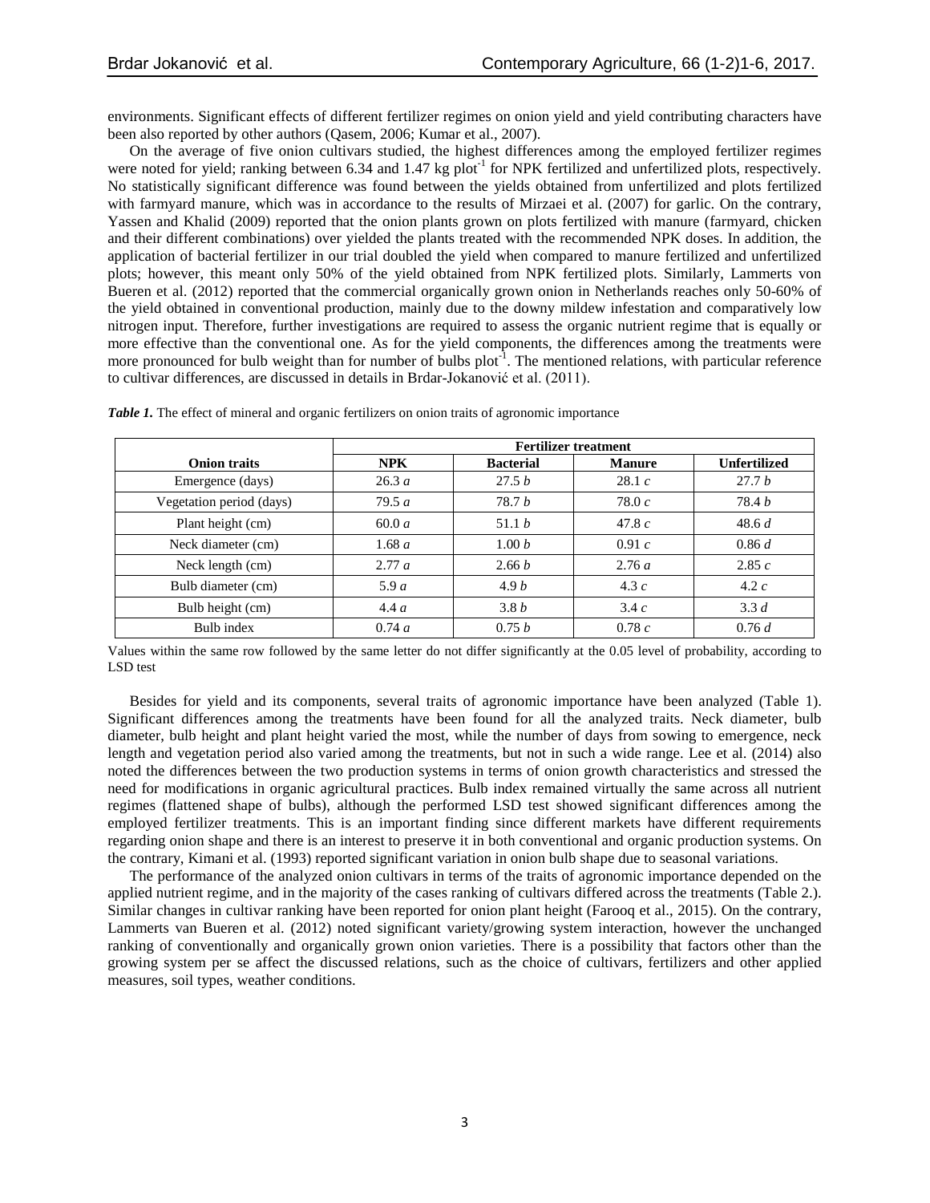environments. Significant effects of different fertilizer regimes on onion yield and yield contributing characters have been also reported by other authors (Qasem, 2006; Kumar et al., 2007).

On the average of five onion cultivars studied, the highest differences among the employed fertilizer regimes were noted for yield; ranking between 6.34 and 1.47 kg plot$^{-1}$ for NPK fertilized and unfertilized plots, respectively. No statistically significant difference was found between the yields obtained from unfertilized and plots fertilized with farmyard manure, which was in accordance to the results of Mirzaei et al. (2007) for garlic. On the contrary, Yassen and Khalid (2009) reported that the onion plants grown on plots fertilized with manure (farmyard, chicken and their different combinations) over yielded the plants treated with the recommended NPK doses. In addition, the application of bacterial fertilizer in our trial doubled the yield when compared to manure fertilized and unfertilized plots; however, this meant only 50% of the yield obtained from NPK fertilized plots. Similarly, Lammerts von Bueren et al. (2012) reported that the commercial organically grown onion in Netherlands reaches only 50-60% of the yield obtained in conventional production, mainly due to the downy mildew infestation and comparatively low nitrogen input. Therefore, further investigations are required to assess the organic nutrient regime that is equally or more effective than the conventional one. As for the yield components, the differences among the treatments were more pronounced for bulb weight than for number of bulbs plot$^{-1}$. The mentioned relations, with particular reference to cultivar differences, are discussed in details in Brdar-Jokanović et al. (2011).

***Table 1.*** The effect of mineral and organic fertilizers on onion traits of agronomic importance

| | Fertilizer treatment | | | |
|---|---|---|---|---|
| **Onion traits** | **NPK** | **Bacterial** | **Manure** | **Unfertilized** |
| Emergence (days) | 26.3 *a* | 27.5 *b* | 28.1 *c* | 27.7 *b* |
| Vegetation period (days) | 79.5 *a* | 78.7 *b* | 78.0 *c* | 78.4 *b* |
| Plant height (cm) | 60.0 *a* | 51.1 *b* | 47.8 *c* | 48.6 *d* |
| Neck diameter (cm) | 1.68 *a* | 1.00 *b* | 0.91 *c* | 0.86 *d* |
| Neck length (cm) | 2.77 *a* | 2.66 *b* | 2.76 *a* | 2.85 *c* |
| Bulb diameter (cm) | 5.9 *a* | 4.9 *b* | 4.3 *c* | 4.2 *c* |
| Bulb height (cm) | 4.4 *a* | 3.8 *b* | 3.4 *c* | 3.3 *d* |
| Bulb index | 0.74 *a* | 0.75 *b* | 0.78 *c* | 0.76 *d* |

Values within the same row followed by the same letter do not differ significantly at the 0.05 level of probability, according to LSD test

Besides for yield and its components, several traits of agronomic importance have been analyzed (Table 1). Significant differences among the treatments have been found for all the analyzed traits. Neck diameter, bulb diameter, bulb height and plant height varied the most, while the number of days from sowing to emergence, neck length and vegetation period also varied among the treatments, but not in such a wide range. Lee et al. (2014) also noted the differences between the two production systems in terms of onion growth characteristics and stressed the need for modifications in organic agricultural practices. Bulb index remained virtually the same across all nutrient regimes (flattened shape of bulbs), although the performed LSD test showed significant differences among the employed fertilizer treatments. This is an important finding since different markets have different requirements regarding onion shape and there is an interest to preserve it in both conventional and organic production systems. On the contrary, Kimani et al. (1993) reported significant variation in onion bulb shape due to seasonal variations.

The performance of the analyzed onion cultivars in terms of the traits of agronomic importance depended on the applied nutrient regime, and in the majority of the cases ranking of cultivars differed across the treatments (Table 2.). Similar changes in cultivar ranking have been reported for onion plant height (Farooq et al., 2015). On the contrary, Lammerts van Bueren et al. (2012) noted significant variety/growing system interaction, however the unchanged ranking of conventionally and organically grown onion varieties. There is a possibility that factors other than the growing system per se affect the discussed relations, such as the choice of cultivars, fertilizers and other applied measures, soil types, weather conditions.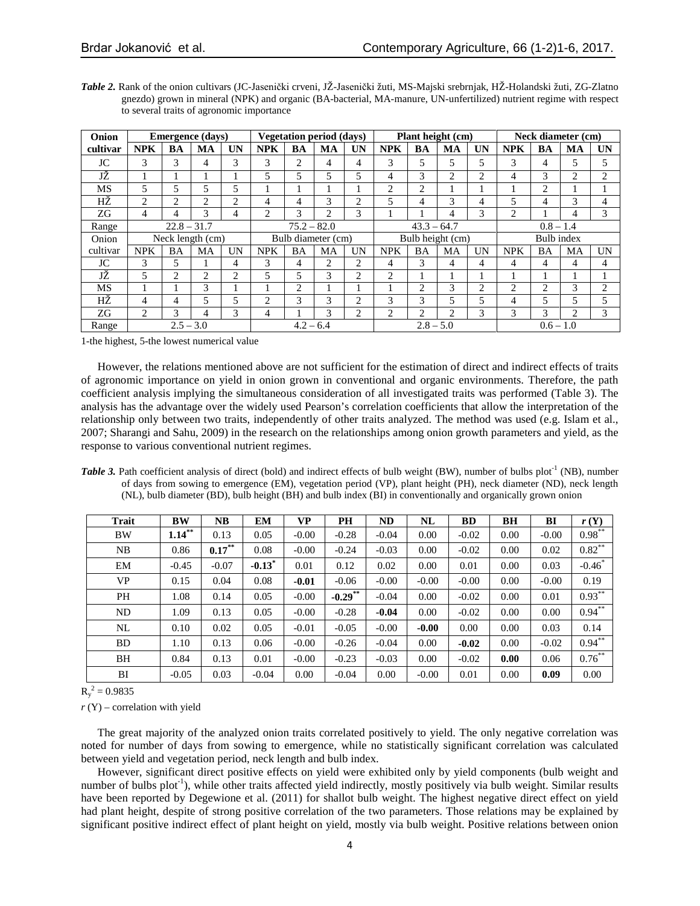***Table 2.*** Rank of the onion cultivars (JC-Jasenički crveni, JŽ-Jasenički žuti, MS-Majski srebrnjak, HŽ-Holandski žuti, ZG-Zlatno gnezdo) grown in mineral (NPK) and organic (BA-bacterial, MA-manure, UN-unfertilized) nutrient regime with respect to several traits of agronomic importance

| **Onion cultivar** | **Emergence (days)** | | | | **Vegetation period (days)** | | | | **Plant height (cm)** | | | | **Neck diameter (cm)** | | | |
|---|---|---|---|---|---|---|---|---|---|---|---|---|---|---|---|---|
| | **NPK** | **BA** | **MA** | **UN** | **NPK** | **BA** | **MA** | **UN** | **NPK** | **BA** | **MA** | **UN** | **NPK** | **BA** | **MA** | **UN** |
| JC | 3 | 3 | 4 | 3 | 3 | 2 | 4 | 4 | 3 | 5 | 5 | 5 | 3 | 4 | 5 | 5 |
| JŽ | 1 | 1 | 1 | 1 | 5 | 5 | 5 | 5 | 4 | 3 | 2 | 2 | 4 | 3 | 2 | 2 |
| MS | 5 | 5 | 5 | 5 | 1 | 1 | 1 | 1 | 2 | 2 | 1 | 1 | 1 | 2 | 1 | 1 |
| HŽ | 2 | 2 | 2 | 2 | 4 | 4 | 3 | 2 | 5 | 4 | 3 | 4 | 5 | 4 | 3 | 4 |
| ZG | 4 | 4 | 3 | 4 | 2 | 3 | 2 | 3 | 1 | 1 | 4 | 3 | 2 | 1 | 4 | 3 |
| Range | 22.8 – 31.7 | | | | 75.2 – 82.0 | | | | 43.3 – 64.7 | | | | 0.8 – 1.4 | | | |
| Onion cultivar | Neck length (cm) | | | | Bulb diameter (cm) | | | | Bulb height (cm) | | | | Bulb index | | | |
| | NPK | BA | MA | UN | NPK | BA | MA | UN | NPK | BA | MA | UN | NPK | BA | MA | UN |
| JC | 3 | 5 | 1 | 4 | 3 | 4 | 2 | 2 | 4 | 3 | 4 | 4 | 4 | 4 | 4 | 4 |
| JŽ | 5 | 2 | 2 | 2 | 5 | 5 | 3 | 2 | 2 | 1 | 1 | 1 | 1 | 1 | 1 | 1 |
| MS | 1 | 1 | 3 | 1 | 1 | 2 | 1 | 1 | 1 | 2 | 3 | 2 | 2 | 2 | 3 | 2 |
| HŽ | 4 | 4 | 5 | 5 | 2 | 3 | 3 | 2 | 3 | 3 | 5 | 5 | 4 | 5 | 5 | 5 |
| ZG | 2 | 3 | 4 | 3 | 4 | 1 | 3 | 2 | 2 | 2 | 2 | 3 | 3 | 3 | 2 | 3 |
| Range | 2.5 – 3.0 | | | | 4.2 – 6.4 | | | | 2.8 – 5.0 | | | | 0.6 – 1.0 | | | |

1-the highest, 5-the lowest numerical value

However, the relations mentioned above are not sufficient for the estimation of direct and indirect effects of traits of agronomic importance on yield in onion grown in conventional and organic environments. Therefore, the path coefficient analysis implying the simultaneous consideration of all investigated traits was performed (Table 3). The analysis has the advantage over the widely used Pearson's correlation coefficients that allow the interpretation of the relationship only between two traits, independently of other traits analyzed. The method was used (e.g. Islam et al., 2007; Sharangi and Sahu, 2009) in the research on the relationships among onion growth parameters and yield, as the response to various conventional nutrient regimes.

***Table 3.*** Path coefficient analysis of direct (bold) and indirect effects of bulb weight (BW), number of bulbs plot$^{-1}$ (NB), number of days from sowing to emergence (EM), vegetation period (VP), plant height (PH), neck diameter (ND), neck length (NL), bulb diameter (BD), bulb height (BH) and bulb index (BI) in conventionally and organically grown onion

| **Trait** | **BW** | **NB** | **EM** | **VP** | **PH** | **ND** | **NL** | **BD** | **BH** | **BI** | ***r* (Y)** |
|---|---|---|---|---|---|---|---|---|---|---|---|
| BW | **1.14**$^{**}$ | 0.13 | 0.05 | -0.00 | -0.28 | -0.04 | 0.00 | -0.02 | 0.00 | -0.00 | 0.98$^{**}$ |
| NB | 0.86 | **0.17**$^{**}$ | 0.08 | -0.00 | -0.24 | -0.03 | 0.00 | -0.02 | 0.00 | 0.02 | 0.82$^{**}$ |
| EM | -0.45 | -0.07 | **-0.13**$^{*}$ | 0.01 | 0.12 | 0.02 | 0.00 | 0.01 | 0.00 | 0.03 | -0.46$^{*}$ |
| VP | 0.15 | 0.04 | 0.08 | **-0.01** | -0.06 | -0.00 | -0.00 | -0.00 | 0.00 | -0.00 | 0.19 |
| PH | 1.08 | 0.14 | 0.05 | -0.00 | **-0.29**$^{**}$ | -0.04 | 0.00 | -0.02 | 0.00 | 0.01 | 0.93$^{**}$ |
| ND | 1.09 | 0.13 | 0.05 | -0.00 | -0.28 | **-0.04** | 0.00 | -0.02 | 0.00 | 0.00 | 0.94$^{**}$ |
| NL | 0.10 | 0.02 | 0.05 | -0.01 | -0.05 | -0.00 | **-0.00** | 0.00 | 0.00 | 0.03 | 0.14 |
| BD | 1.10 | 0.13 | 0.06 | -0.00 | -0.26 | -0.04 | 0.00 | **-0.02** | 0.00 | -0.02 | 0.94$^{**}$ |
| BH | 0.84 | 0.13 | 0.01 | -0.00 | -0.23 | -0.03 | 0.00 | -0.02 | **0.00** | 0.06 | 0.76$^{**}$ |
| BI | -0.05 | 0.03 | -0.04 | 0.00 | -0.04 | 0.00 | -0.00 | 0.01 | 0.00 | **0.09** | 0.00 |

$R_y^2 = 0.9835$

*r* (Y) – correlation with yield

The great majority of the analyzed onion traits correlated positively to yield. The only negative correlation was noted for number of days from sowing to emergence, while no statistically significant correlation was calculated between yield and vegetation period, neck length and bulb index.

However, significant direct positive effects on yield were exhibited only by yield components (bulb weight and number of bulbs plot$^{-1}$), while other traits affected yield indirectly, mostly positively via bulb weight. Similar results have been reported by Degewione et al. (2011) for shallot bulb weight. The highest negative direct effect on yield had plant height, despite of strong positive correlation of the two parameters. Those relations may be explained by significant positive indirect effect of plant height on yield, mostly via bulb weight. Positive relations between onion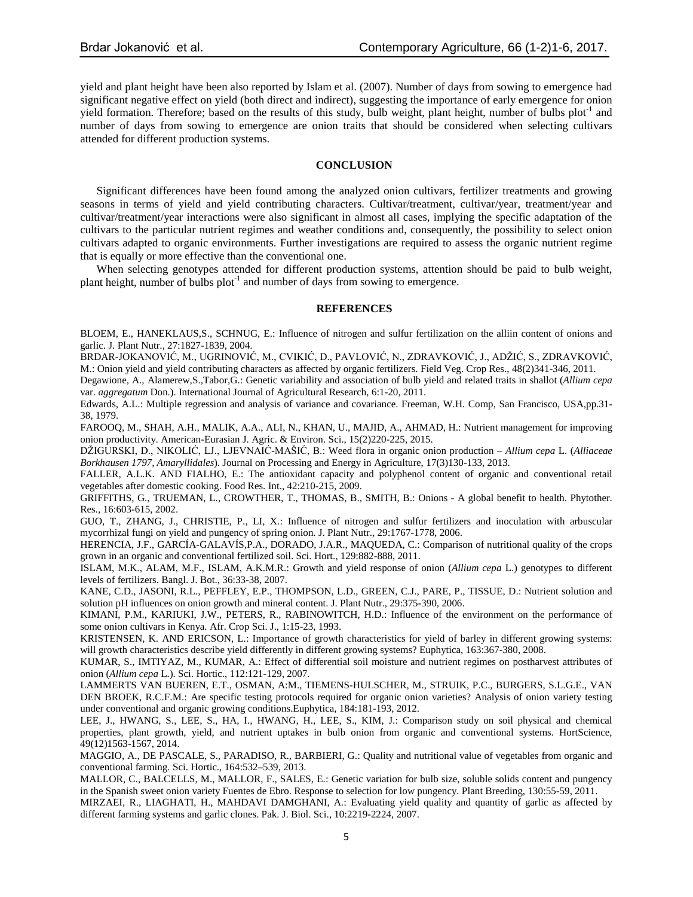yield and plant height have been also reported by Islam et al. (2007). Number of days from sowing to emergence had significant negative effect on yield (both direct and indirect), suggesting the importance of early emergence for onion yield formation. Therefore; based on the results of this study, bulb weight, plant height, number of bulbs plot$^{-1}$ and number of days from sowing to emergence are onion traits that should be considered when selecting cultivars attended for different production systems.

## CONCLUSION

Significant differences have been found among the analyzed onion cultivars, fertilizer treatments and growing seasons in terms of yield and yield contributing characters. Cultivar/treatment, cultivar/year, treatment/year and cultivar/treatment/year interactions were also significant in almost all cases, implying the specific adaptation of the cultivars to the particular nutrient regimes and weather conditions and, consequently, the possibility to select onion cultivars adapted to organic environments. Further investigations are required to assess the organic nutrient regime that is equally or more effective than the conventional one.

When selecting genotypes attended for different production systems, attention should be paid to bulb weight, plant height, number of bulbs plot$^{-1}$ and number of days from sowing to emergence.

## REFERENCES

BLOEM, E., HANEKLAUS,S., SCHNUG, E.: Influence of nitrogen and sulfur fertilization on the alliin content of onions and garlic. J. Plant Nutr., 27:1827-1839, 2004.

BRDAR-JOKANOVIĆ, M., UGRINOVIĆ, M., CVIKIĆ, D., PAVLOVIĆ, N., ZDRAVKOVIĆ, J., ADŽIĆ, S., ZDRAVKOVIĆ, M.: Onion yield and yield contributing characters as affected by organic fertilizers. Field Veg. Crop Res., 48(2)341-346, 2011.

Degawione, A., Alamerew,S.,Tabor,G.: Genetic variability and association of bulb yield and related traits in shallot (*Allium cepa* var. *aggregatum* Don.). International Journal of Agricultural Research, 6:1-20, 2011.

Edwards, A.L.: Multiple regression and analysis of variance and covariance. Freeman, W.H. Comp, San Francisco, USA,pp.31-38, 1979.

FAROOQ, M., SHAH, A.H., MALIK, A.A., ALI, N., KHAN, U., MAJID, A., AHMAD, H.: Nutrient management for improving onion productivity. American-Eurasian J. Agric. & Environ. Sci., 15(2)220-225, 2015.

DŽIGURSKI, D., NIKOLIĆ, LJ., LJEVNAIĆ-MAŠIĆ, B.: Weed flora in organic onion production – *Allium cepa* L. (*Alliaceae Borkhausen 1797, Amaryllidales*). Journal on Processing and Energy in Agriculture, 17(3)130-133, 2013.

FALLER, A.L.K. AND FIALHO, E.: The antioxidant capacity and polyphenol content of organic and conventional retail vegetables after domestic cooking. Food Res. Int., 42:210-215, 2009.

GRIFFITHS, G., TRUEMAN, L., CROWTHER, T., THOMAS, B., SMITH, B.: Onions - A global benefit to health. Phytother. Res., 16:603-615, 2002.

GUO, T., ZHANG, J., CHRISTIE, P., LI, X.: Influence of nitrogen and sulfur fertilizers and inoculation with arbuscular mycorrhizal fungi on yield and pungency of spring onion. J. Plant Nutr., 29:1767-1778, 2006.

HERENCIA, J.F., GARCÍA-GALAVÍS,P.A., DORADO, J.A.R., MAQUEDA, C.: Comparison of nutritional quality of the crops grown in an organic and conventional fertilized soil. Sci. Hort., 129:882-888, 2011.

ISLAM, M.K., ALAM, M.F., ISLAM, A.K.M.R.: Growth and yield response of onion (*Allium cepa* L.) genotypes to different levels of fertilizers. Bangl. J. Bot., 36:33-38, 2007.

KANE, C.D., JASONI, R.L., PEFFLEY, E.P., THOMPSON, L.D., GREEN, C.J., PARE, P., TISSUE, D.: Nutrient solution and solution pH influences on onion growth and mineral content. J. Plant Nutr., 29:375-390, 2006.

KIMANI, P.M., KARIUKI, J.W., PETERS, R., RABINOWITCH, H.D.: Influence of the environment on the performance of some onion cultivars in Kenya. Afr. Crop Sci. J., 1:15-23, 1993.

KRISTENSEN, K. AND ERICSON, L.: Importance of growth characteristics for yield of barley in different growing systems: will growth characteristics describe yield differently in different growing systems? Euphytica, 163:367-380, 2008.

KUMAR, S., IMTIYAZ, M., KUMAR, A.: Effect of differential soil moisture and nutrient regimes on postharvest attributes of onion (*Allium cepa* L.). Sci. Hortic., 112:121-129, 2007.

LAMMERTS VAN BUEREN, E.T., OSMAN, A:M., TIEMENS-HULSCHER, M., STRUIK, P.C., BURGERS, S.L.G.E., VAN DEN BROEK, R.C.F.M.: Are specific testing protocols required for organic onion varieties? Analysis of onion variety testing under conventional and organic growing conditions.Euphytica, 184:181-193, 2012.

LEE, J., HWANG, S., LEE, S., HA, I., HWANG, H., LEE, S., KIM, J.: Comparison study on soil physical and chemical properties, plant growth, yield, and nutrient uptakes in bulb onion from organic and conventional systems. HortScience, 49(12)1563-1567, 2014.

MAGGIO, A., DE PASCALE, S., PARADISO, R., BARBIERI, G.: Quality and nutritional value of vegetables from organic and conventional farming. Sci. Hortic., 164:532–539, 2013.

MALLOR, C., BALCELLS, M., MALLOR, F., SALES, E.: Genetic variation for bulb size, soluble solids content and pungency in the Spanish sweet onion variety Fuentes de Ebro. Response to selection for low pungency. Plant Breeding, 130:55-59, 2011.

MIRZAEI, R., LIAGHATI, H., MAHDAVI DAMGHANI, A.: Evaluating yield quality and quantity of garlic as affected by different farming systems and garlic clones. Pak. J. Biol. Sci., 10:2219-2224, 2007.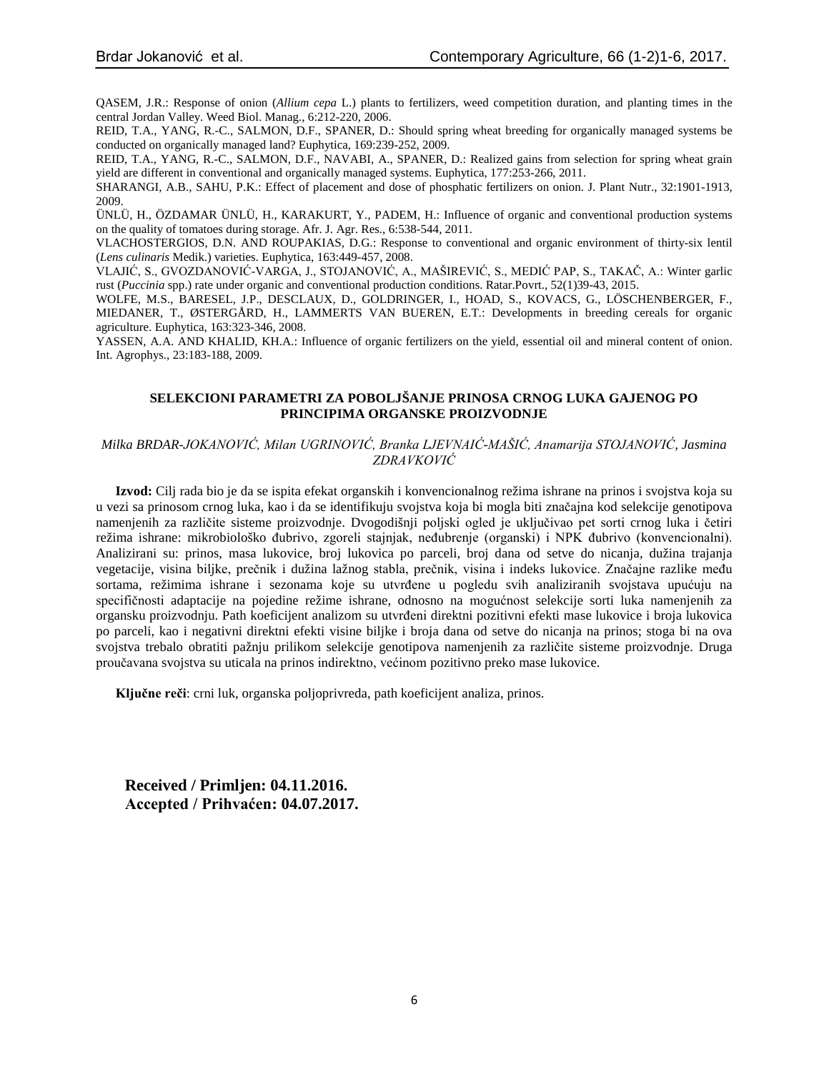QASEM, J.R.: Response of onion (*Allium cepa* L.) plants to fertilizers, weed competition duration, and planting times in the central Jordan Valley. Weed Biol. Manag., 6:212-220, 2006.

REID, T.A., YANG, R.-C., SALMON, D.F., SPANER, D.: Should spring wheat breeding for organically managed systems be conducted on organically managed land? Euphytica, 169:239-252, 2009.

REID, T.A., YANG, R.-C., SALMON, D.F., NAVABI, A., SPANER, D.: Realized gains from selection for spring wheat grain yield are different in conventional and organically managed systems. Euphytica, 177:253-266, 2011.

SHARANGI, A.B., SAHU, P.K.: Effect of placement and dose of phosphatic fertilizers on onion. J. Plant Nutr., 32:1901-1913, 2009.

ÜNLÜ, H., ÖZDAMAR ÜNLÜ, H., KARAKURT, Y., PADEM, H.: Influence of organic and conventional production systems on the quality of tomatoes during storage. Afr. J. Agr. Res., 6:538-544, 2011.

VLACHOSTERGIOS, D.N. AND ROUPAKIAS, D.G.: Response to conventional and organic environment of thirty-six lentil (*Lens culinaris* Medik.) varieties. Euphytica, 163:449-457, 2008.

VLAJIĆ, S., GVOZDANOVIĆ-VARGA, J., STOJANOVIĆ, A., MAŠIREVIĆ, S., MEDIĆ PAP, S., TAKAČ, A.: Winter garlic rust (*Puccinia* spp.) rate under organic and conventional production conditions. Ratar.Povrt., 52(1)39-43, 2015.

WOLFE, M.S., BARESEL, J.P., DESCLAUX, D., GOLDRINGER, I., HOAD, S., KOVACS, G., LÖSCHENBERGER, F., MIEDANER, T., ØSTERGÅRD, H., LAMMERTS VAN BUEREN, E.T.: Developments in breeding cereals for organic agriculture. Euphytica, 163:323-346, 2008.

YASSEN, A.A. AND KHALID, KH.A.: Influence of organic fertilizers on the yield, essential oil and mineral content of onion. Int. Agrophys., 23:183-188, 2009.

## SELEKCIONI PARAMETRI ZA POBOLJŠANJE PRINOSA CRNOG LUKA GAJENOG PO PRINCIPIMA ORGANSKE PROIZVODNJE

*Milka BRDAR-JOKANOVIĆ, Milan UGRINOVIĆ, Branka LJEVNAIĆ-MAŠIĆ, Anamarija STOJANOVIĆ, Jasmina ZDRAVKOVIĆ*

**Izvod:** Cilj rada bio je da se ispita efekat organskih i konvencionalnog režima ishrane na prinos i svojstva koja su u vezi sa prinosom crnog luka, kao i da se identifikuju svojstva koja bi mogla biti značajna kod selekcije genotipova namenjenih za različite sisteme proizvodnje. Dvogodišnji poljski ogled je uključivao pet sorti crnog luka i četiri režima ishrane: mikrobiološko đubrivo, zgoreli stajnjak, neđubrenje (organski) i NPK đubrivo (konvencionalni). Analizirani su: prinos, masa lukovice, broj lukovica po parceli, broj dana od setve do nicanja, dužina trajanja vegetacije, visina biljke, prečnik i dužina lažnog stabla, prečnik, visina i indeks lukovice. Značajne razlike među sortama, režimima ishrane i sezonama koje su utvrđene u pogledu svih analiziranih svojstava upućuju na specifičnosti adaptacije na pojedine režime ishrane, odnosno na mogućnost selekcije sorti luka namenjenih za organsku proizvodnju. Path koeficijent analizom su utvrđeni direktni pozitivni efekti mase lukovice i broja lukovica po parceli, kao i negativni direktni efekti visine biljke i broja dana od setve do nicanja na prinos; stoga bi na ova svojstva trebalo obratiti pažnju prilikom selekcije genotipova namenjenih za različite sisteme proizvodnje. Druga proučavana svojstva su uticala na prinos indirektno, većinom pozitivno preko mase lukovice.

**Ključne reči**: crni luk, organska poljoprivreda, path koeficijent analiza, prinos.

**Received / Primljen: 04.11.2016.**
**Accepted / Prihvaćen: 04.07.2017.**